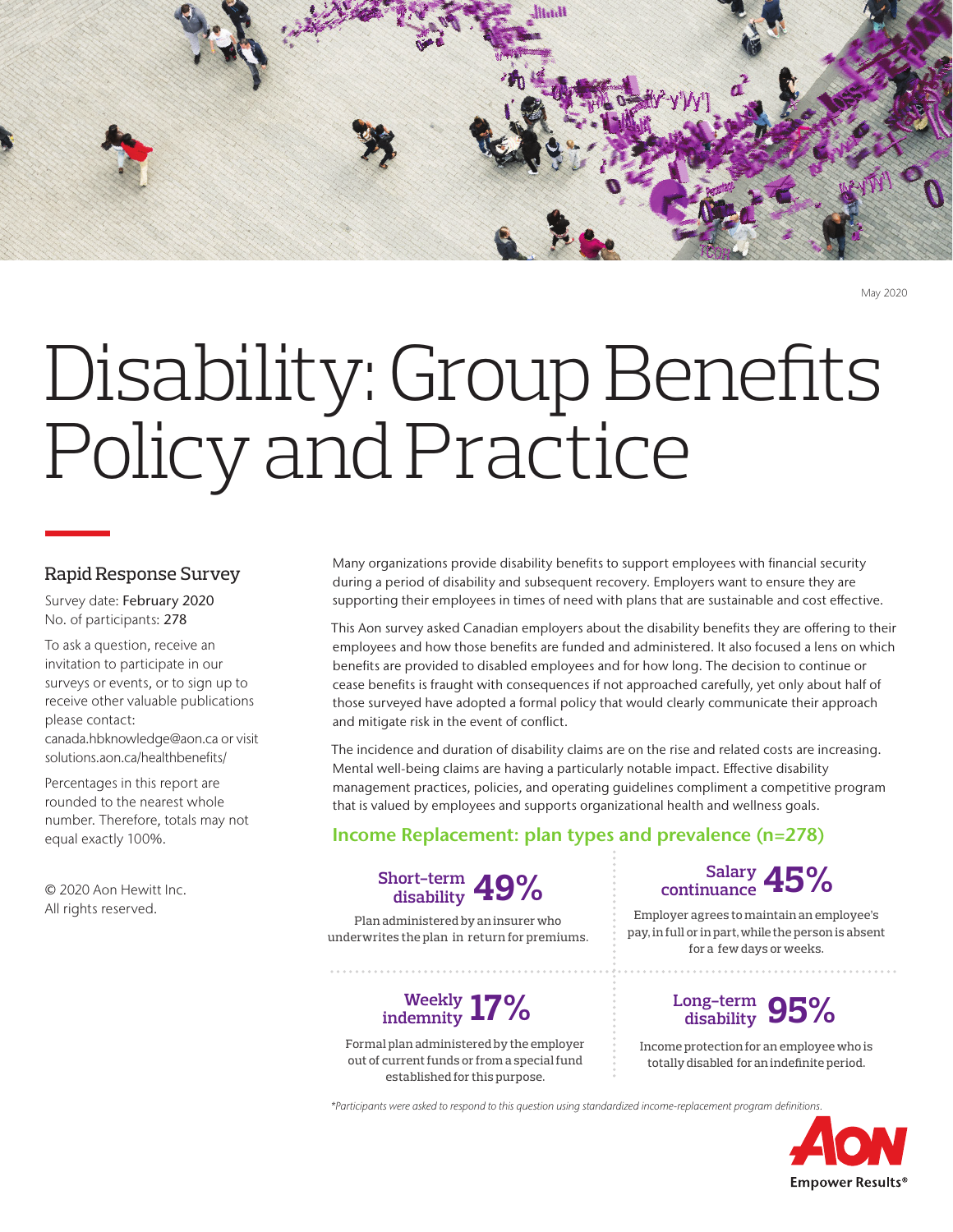May 2020

# Disability: Group Benefits Policy and Practice

## Rapid Response Survey

Survey date: February 2020
No. of participants: 278

To ask a question, receive an invitation to participate in our surveys or events, or to sign up to receive other valuable publications please contact: canada.hbknowledge@aon.ca or visit solutions.aon.ca/healthbenefits/

Percentages in this report are rounded to the nearest whole number. Therefore, totals may not equal exactly 100%.

© 2020 Aon Hewitt Inc.
All rights reserved.

Many organizations provide disability benefits to support employees with financial security during a period of disability and subsequent recovery. Employers want to ensure they are supporting their employees in times of need with plans that are sustainable and cost effective.

This Aon survey asked Canadian employers about the disability benefits they are offering to their employees and how those benefits are funded and administered. It also focused a lens on which benefits are provided to disabled employees and for how long. The decision to continue or cease benefits is fraught with consequences if not approached carefully, yet only about half of those surveyed have adopted a formal policy that would clearly communicate their approach and mitigate risk in the event of conflict.

The incidence and duration of disability claims are on the rise and related costs are increasing. Mental well-being claims are having a particularly notable impact. Effective disability management practices, policies, and operating guidelines compliment a competitive program that is valued by employees and supports organizational health and wellness goals.

## Income Replacement: plan types and prevalence (n=278)

**Short-term disability 49%**
Plan administered by an insurer who underwrites the plan in return for premiums.

**Salary continuance 45%**
Employer agrees to maintain an employee's pay, in full or in part, while the person is absent for a few days or weeks.

**Weekly indemnity 17%**
Formal plan administered by the employer out of current funds or from a special fund established for this purpose.

**Long-term disability 95%**
Income protection for an employee who is totally disabled for an indefinite period.

*\*Participants were asked to respond to this question using standardized income-replacement program definitions.*

AON
Empower Results®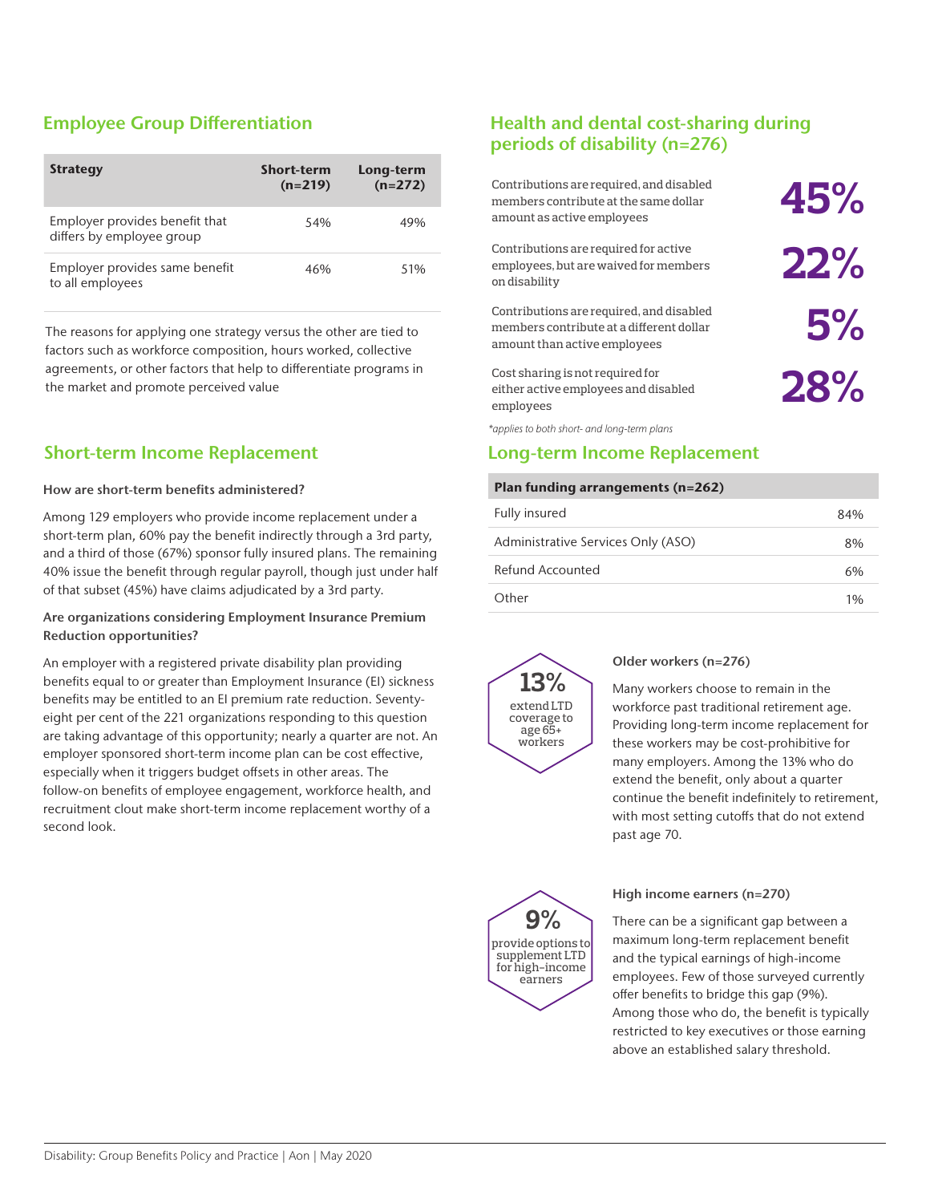## Employee Group Differentiation

| Strategy | Short-term (n=219) | Long-term (n=272) |
|---|---|---|
| Employer provides benefit that differs by employee group | 54% | 49% |
| Employer provides same benefit to all employees | 46% | 51% |

The reasons for applying one strategy versus the other are tied to factors such as workforce composition, hours worked, collective agreements, or other factors that help to differentiate programs in the market and promote perceived value

## Short-term Income Replacement

**How are short-term benefits administered?**

Among 129 employers who provide income replacement under a short-term plan, 60% pay the benefit indirectly through a 3rd party, and a third of those (67%) sponsor fully insured plans. The remaining 40% issue the benefit through regular payroll, though just under half of that subset (45%) have claims adjudicated by a 3rd party.

**Are organizations considering Employment Insurance Premium Reduction opportunities?**

An employer with a registered private disability plan providing benefits equal to or greater than Employment Insurance (EI) sickness benefits may be entitled to an EI premium rate reduction. Seventy-eight per cent of the 221 organizations responding to this question are taking advantage of this opportunity; nearly a quarter are not. An employer sponsored short-term income plan can be cost effective, especially when it triggers budget offsets in other areas. The follow-on benefits of employee engagement, workforce health, and recruitment clout make short-term income replacement worthy of a second look.

## Health and dental cost-sharing during periods of disability (n=276)

| | |
|---|---|
| Contributions are required, and disabled members contribute at the same dollar amount as active employees | **45%** |
| Contributions are required for active employees, but are waived for members on disability | **22%** |
| Contributions are required, and disabled members contribute at a different dollar amount than active employees | **5%** |
| Cost sharing is not required for either active employees and disabled employees | **28%** |

*\*applies to both short- and long-term plans*

## Long-term Income Replacement

| Plan funding arrangements (n=262) | |
|---|---|
| Fully insured | 84% |
| Administrative Services Only (ASO) | 8% |
| Refund Accounted | 6% |
| Other | 1% |

**13%** extend LTD coverage to age 65+ workers

**Older workers (n=276)**

Many workers choose to remain in the workforce past traditional retirement age. Providing long-term income replacement for these workers may be cost-prohibitive for many employers. Among the 13% who do extend the benefit, only about a quarter continue the benefit indefinitely to retirement, with most setting cutoffs that do not extend past age 70.

**9%** provide options to supplement LTD for high-income earners

**High income earners (n=270)**

There can be a significant gap between a maximum long-term replacement benefit and the typical earnings of high-income employees. Few of those surveyed currently offer benefits to bridge this gap (9%). Among those who do, the benefit is typically restricted to key executives or those earning above an established salary threshold.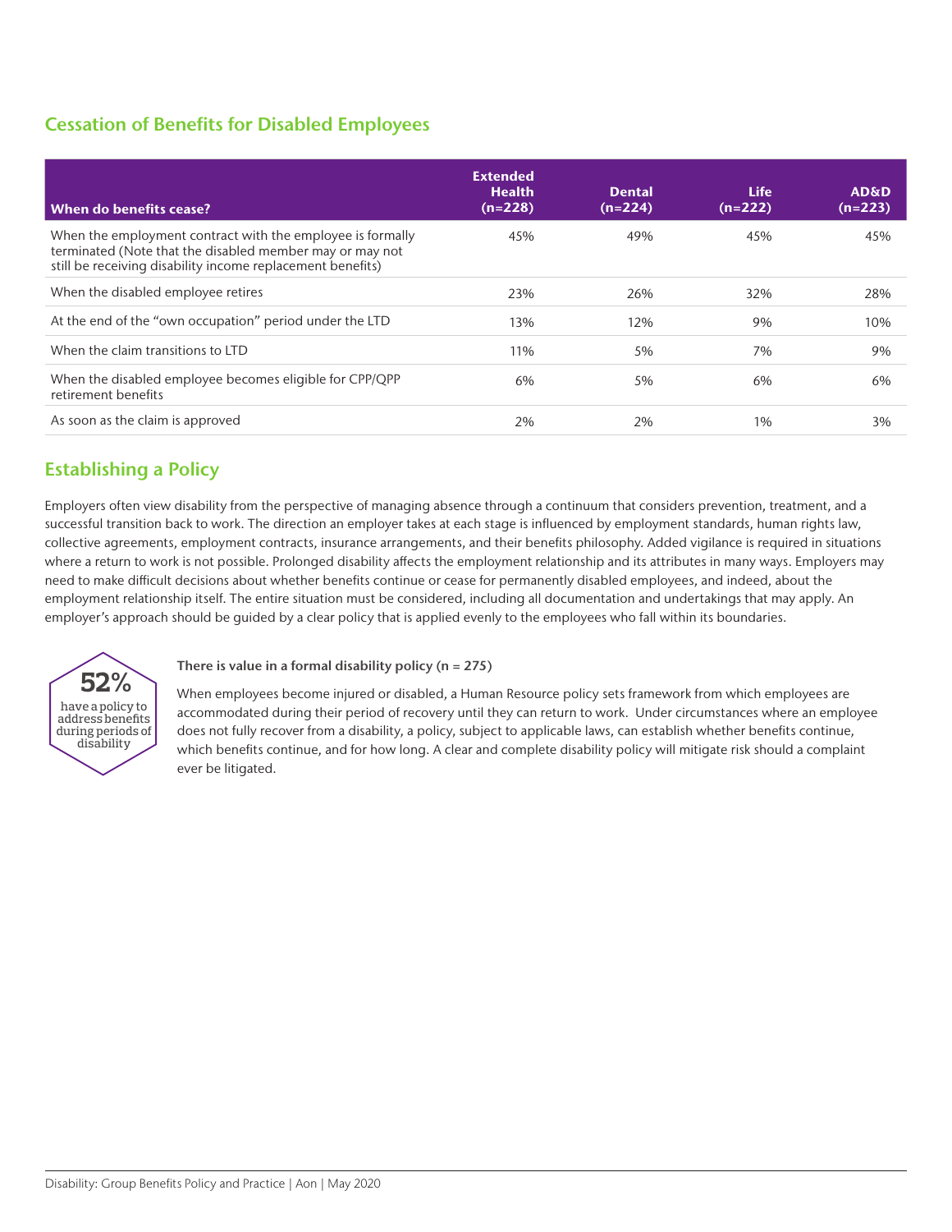## Cessation of Benefits for Disabled Employees

| When do benefits cease? | Extended Health (n=228) | Dental (n=224) | Life (n=222) | AD&D (n=223) |
|---|---|---|---|---|
| When the employment contract with the employee is formally terminated (Note that the disabled member may or may not still be receiving disability income replacement benefits) | 45% | 49% | 45% | 45% |
| When the disabled employee retires | 23% | 26% | 32% | 28% |
| At the end of the "own occupation" period under the LTD | 13% | 12% | 9% | 10% |
| When the claim transitions to LTD | 11% | 5% | 7% | 9% |
| When the disabled employee becomes eligible for CPP/QPP retirement benefits | 6% | 5% | 6% | 6% |
| As soon as the claim is approved | 2% | 2% | 1% | 3% |

## Establishing a Policy

Employers often view disability from the perspective of managing absence through a continuum that considers prevention, treatment, and a successful transition back to work. The direction an employer takes at each stage is influenced by employment standards, human rights law, collective agreements, employment contracts, insurance arrangements, and their benefits philosophy. Added vigilance is required in situations where a return to work is not possible. Prolonged disability affects the employment relationship and its attributes in many ways. Employers may need to make difficult decisions about whether benefits continue or cease for permanently disabled employees, and indeed, about the employment relationship itself. The entire situation must be considered, including all documentation and undertakings that may apply. An employer's approach should be guided by a clear policy that is applied evenly to the employees who fall within its boundaries.

**52%** have a policy to address benefits during periods of disability

**There is value in a formal disability policy (n = 275)**

When employees become injured or disabled, a Human Resource policy sets framework from which employees are accommodated during their period of recovery until they can return to work. Under circumstances where an employee does not fully recover from a disability, a policy, subject to applicable laws, can establish whether benefits continue, which benefits continue, and for how long. A clear and complete disability policy will mitigate risk should a complaint ever be litigated.